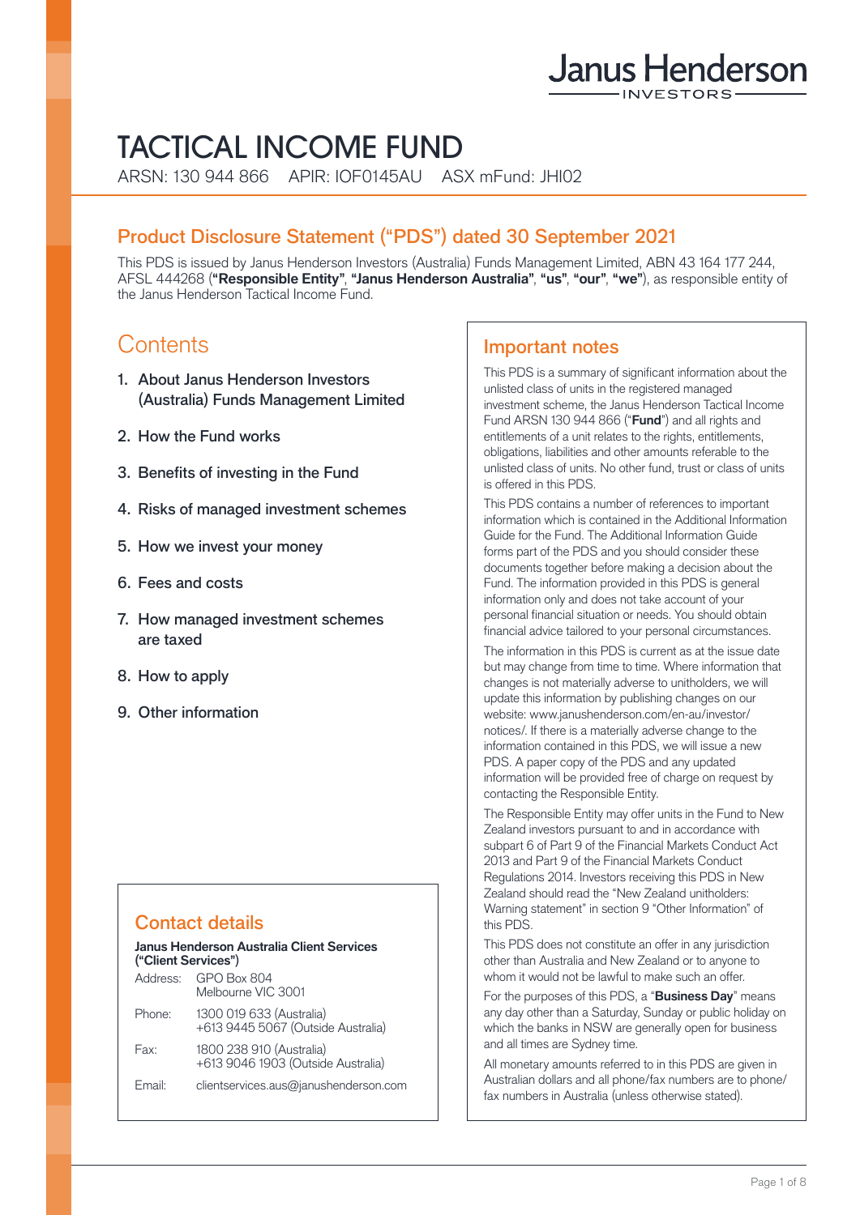Janus Henderson INVESTORS

# TACTICAL INCOME FUND

ARSN: 130 944 866 APIR: IOF0145AU ASX mFund: JHI02

## Product Disclosure Statement ("PDS") dated 30 September 2021

This PDS is issued by Janus Henderson Investors (Australia) Funds Management Limited, ABN 43 164 177 244, AFSL 444268 (**"Responsible Entity"**, **"Janus Henderson Australia"**, **"us"**, **"our"**, **"we"**), as responsible entity of the Janus Henderson Tactical Income Fund.

## Contents

1. About Janus Henderson Investors (Australia) Funds Management Limited
2. How the Fund works
3. Benefits of investing in the Fund
4. Risks of managed investment schemes
5. How we invest your money
6. Fees and costs
7. How managed investment schemes are taxed
8. How to apply
9. Other information

## Contact details

**Janus Henderson Australia Client Services ("Client Services")**

| | |
|---|---|
| Address: | GPO Box 804<br>Melbourne VIC 3001 |
| Phone: | 1300 019 633 (Australia)<br>+613 9445 5067 (Outside Australia) |
| Fax: | 1800 238 910 (Australia)<br>+613 9046 1903 (Outside Australia) |
| Email: | clientservices.aus@janushenderson.com |

## Important notes

This PDS is a summary of significant information about the unlisted class of units in the registered managed investment scheme, the Janus Henderson Tactical Income Fund ARSN 130 944 866 ("**Fund**") and all rights and entitlements of a unit relates to the rights, entitlements, obligations, liabilities and other amounts referable to the unlisted class of units. No other fund, trust or class of units is offered in this PDS.

This PDS contains a number of references to important information which is contained in the Additional Information Guide for the Fund. The Additional Information Guide forms part of the PDS and you should consider these documents together before making a decision about the Fund. The information provided in this PDS is general information only and does not take account of your personal financial situation or needs. You should obtain financial advice tailored to your personal circumstances.

The information in this PDS is current as at the issue date but may change from time to time. Where information that changes is not materially adverse to unitholders, we will update this information by publishing changes on our website: www.janushenderson.com/en-au/investor/notices/. If there is a materially adverse change to the information contained in this PDS, we will issue a new PDS. A paper copy of the PDS and any updated information will be provided free of charge on request by contacting the Responsible Entity.

The Responsible Entity may offer units in the Fund to New Zealand investors pursuant to and in accordance with subpart 6 of Part 9 of the Financial Markets Conduct Act 2013 and Part 9 of the Financial Markets Conduct Regulations 2014. Investors receiving this PDS in New Zealand should read the "New Zealand unitholders: Warning statement" in section 9 "Other Information" of this PDS.

This PDS does not constitute an offer in any jurisdiction other than Australia and New Zealand or to anyone to whom it would not be lawful to make such an offer.

For the purposes of this PDS, a "**Business Day**" means any day other than a Saturday, Sunday or public holiday on which the banks in NSW are generally open for business and all times are Sydney time.

All monetary amounts referred to in this PDS are given in Australian dollars and all phone/fax numbers are to phone/fax numbers in Australia (unless otherwise stated).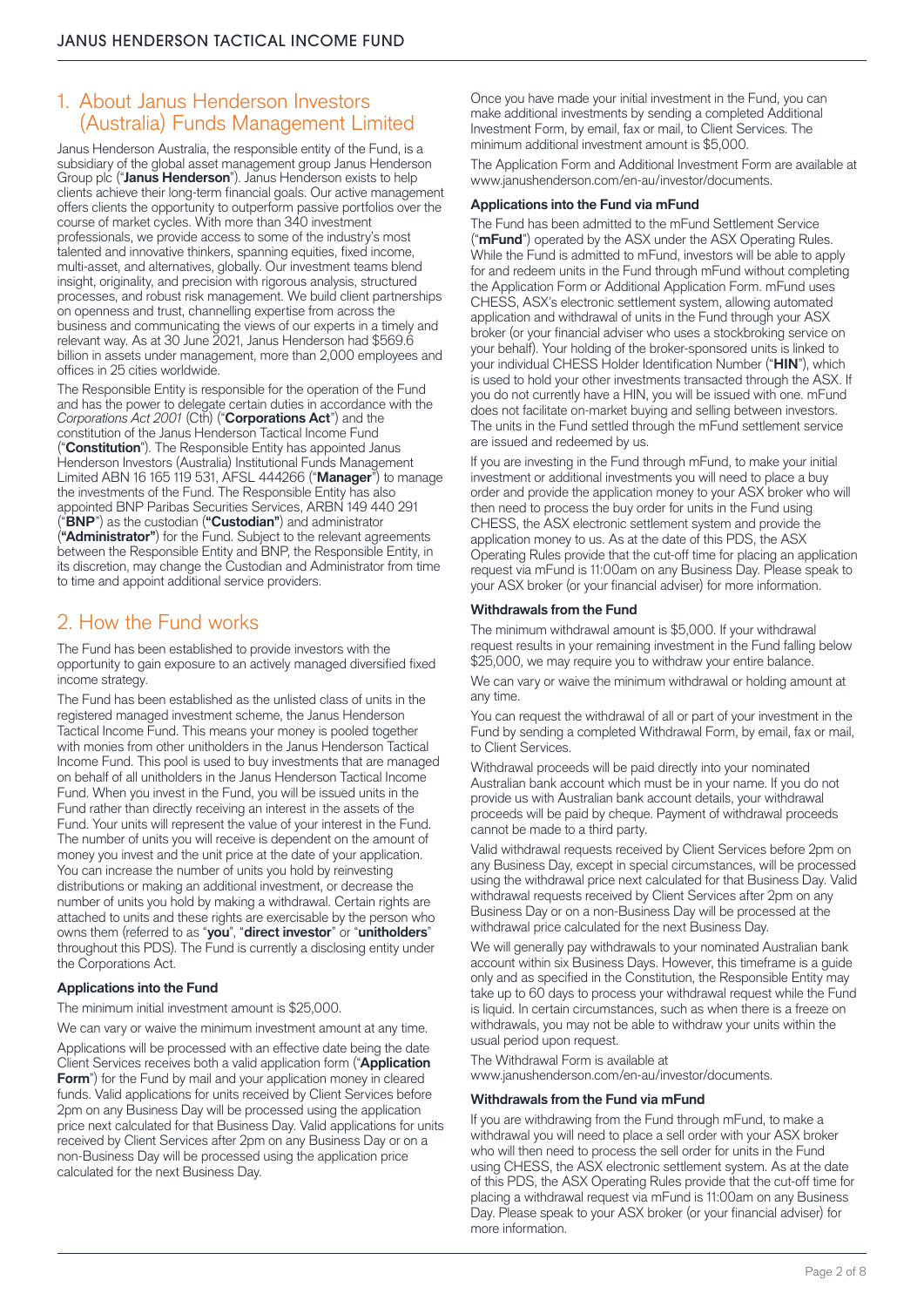## 1. About Janus Henderson Investors (Australia) Funds Management Limited

Janus Henderson Australia, the responsible entity of the Fund, is a subsidiary of the global asset management group Janus Henderson Group plc ("**Janus Henderson**"). Janus Henderson exists to help clients achieve their long-term financial goals. Our active management offers clients the opportunity to outperform passive portfolios over the course of market cycles. With more than 340 investment professionals, we provide access to some of the industry's most talented and innovative thinkers, spanning equities, fixed income, multi-asset, and alternatives, globally. Our investment teams blend insight, originality, and precision with rigorous analysis, structured processes, and robust risk management. We build client partnerships on openness and trust, channelling expertise from across the business and communicating the views of our experts in a timely and relevant way. As at 30 June 2021, Janus Henderson had $569.6 billion in assets under management, more than 2,000 employees and offices in 25 cities worldwide.

The Responsible Entity is responsible for the operation of the Fund and has the power to delegate certain duties in accordance with the *Corporations Act 2001* (Cth) ("**Corporations Act**") and the constitution of the Janus Henderson Tactical Income Fund ("**Constitution**"). The Responsible Entity has appointed Janus Henderson Investors (Australia) Institutional Funds Management Limited ABN 16 165 119 531, AFSL 444266 ("**Manager**") to manage the investments of the Fund. The Responsible Entity has also appointed BNP Paribas Securities Services, ARBN 149 440 291 ("**BNP**") as the custodian (**"Custodian"**) and administrator (**"Administrator"**) for the Fund. Subject to the relevant agreements between the Responsible Entity and BNP, the Responsible Entity, in its discretion, may change the Custodian and Administrator from time to time and appoint additional service providers.

## 2. How the Fund works

The Fund has been established to provide investors with the opportunity to gain exposure to an actively managed diversified fixed income strategy.

The Fund has been established as the unlisted class of units in the registered managed investment scheme, the Janus Henderson Tactical Income Fund. This means your money is pooled together with monies from other unitholders in the Janus Henderson Tactical Income Fund. This pool is used to buy investments that are managed on behalf of all unitholders in the Janus Henderson Tactical Income Fund. When you invest in the Fund, you will be issued units in the Fund rather than directly receiving an interest in the assets of the Fund. Your units will represent the value of your interest in the Fund. The number of units you will receive is dependent on the amount of money you invest and the unit price at the date of your application. You can increase the number of units you hold by reinvesting distributions or making an additional investment, or decrease the number of units you hold by making a withdrawal. Certain rights are attached to units and these rights are exercisable by the person who owns them (referred to as "**you**", "**direct investor**" or "**unitholders**" throughout this PDS). The Fund is currently a disclosing entity under the Corporations Act.

### Applications into the Fund

The minimum initial investment amount is $25,000.

We can vary or waive the minimum investment amount at any time.

Applications will be processed with an effective date being the date Client Services receives both a valid application form ("**Application Form**") for the Fund by mail and your application money in cleared funds. Valid applications for units received by Client Services before 2pm on any Business Day will be processed using the application price next calculated for that Business Day. Valid applications for units received by Client Services after 2pm on any Business Day or on a non-Business Day will be processed using the application price calculated for the next Business Day.

Once you have made your initial investment in the Fund, you can make additional investments by sending a completed Additional Investment Form, by email, fax or mail, to Client Services. The minimum additional investment amount is $5,000.

The Application Form and Additional Investment Form are available at www.janushenderson.com/en-au/investor/documents.

### Applications into the Fund via mFund

The Fund has been admitted to the mFund Settlement Service ("**mFund**") operated by the ASX under the ASX Operating Rules. While the Fund is admitted to mFund, investors will be able to apply for and redeem units in the Fund through mFund without completing the Application Form or Additional Application Form. mFund uses CHESS, ASX's electronic settlement system, allowing automated application and withdrawal of units in the Fund through your ASX broker (or your financial adviser who uses a stockbroking service on your behalf). Your holding of the broker-sponsored units is linked to your individual CHESS Holder Identification Number ("**HIN**"), which is used to hold your other investments transacted through the ASX. If you do not currently have a HIN, you will be issued with one. mFund does not facilitate on-market buying and selling between investors. The units in the Fund settled through the mFund settlement service are issued and redeemed by us.

If you are investing in the Fund through mFund, to make your initial investment or additional investments you will need to place a buy order and provide the application money to your ASX broker who will then need to process the buy order for units in the Fund using CHESS, the ASX electronic settlement system and provide the application money to us. As at the date of this PDS, the ASX Operating Rules provide that the cut-off time for placing an application request via mFund is 11:00am on any Business Day. Please speak to your ASX broker (or your financial adviser) for more information.

### Withdrawals from the Fund

The minimum withdrawal amount is $5,000. If your withdrawal request results in your remaining investment in the Fund falling below $25,000, we may require you to withdraw your entire balance.

We can vary or waive the minimum withdrawal or holding amount at any time.

You can request the withdrawal of all or part of your investment in the Fund by sending a completed Withdrawal Form, by email, fax or mail, to Client Services.

Withdrawal proceeds will be paid directly into your nominated Australian bank account which must be in your name. If you do not provide us with Australian bank account details, your withdrawal proceeds will be paid by cheque. Payment of withdrawal proceeds cannot be made to a third party.

Valid withdrawal requests received by Client Services before 2pm on any Business Day, except in special circumstances, will be processed using the withdrawal price next calculated for that Business Day. Valid withdrawal requests received by Client Services after 2pm on any Business Day or on a non-Business Day will be processed at the withdrawal price calculated for the next Business Day.

We will generally pay withdrawals to your nominated Australian bank account within six Business Days. However, this timeframe is a guide only and as specified in the Constitution, the Responsible Entity may take up to 60 days to process your withdrawal request while the Fund is liquid. In certain circumstances, such as when there is a freeze on withdrawals, you may not be able to withdraw your units within the usual period upon request.

The Withdrawal Form is available at www.janushenderson.com/en-au/investor/documents.

### Withdrawals from the Fund via mFund

If you are withdrawing from the Fund through mFund, to make a withdrawal you will need to place a sell order with your ASX broker who will then need to process the sell order for units in the Fund using CHESS, the ASX electronic settlement system. As at the date of this PDS, the ASX Operating Rules provide that the cut-off time for placing a withdrawal request via mFund is 11:00am on any Business Day. Please speak to your ASX broker (or your financial adviser) for more information.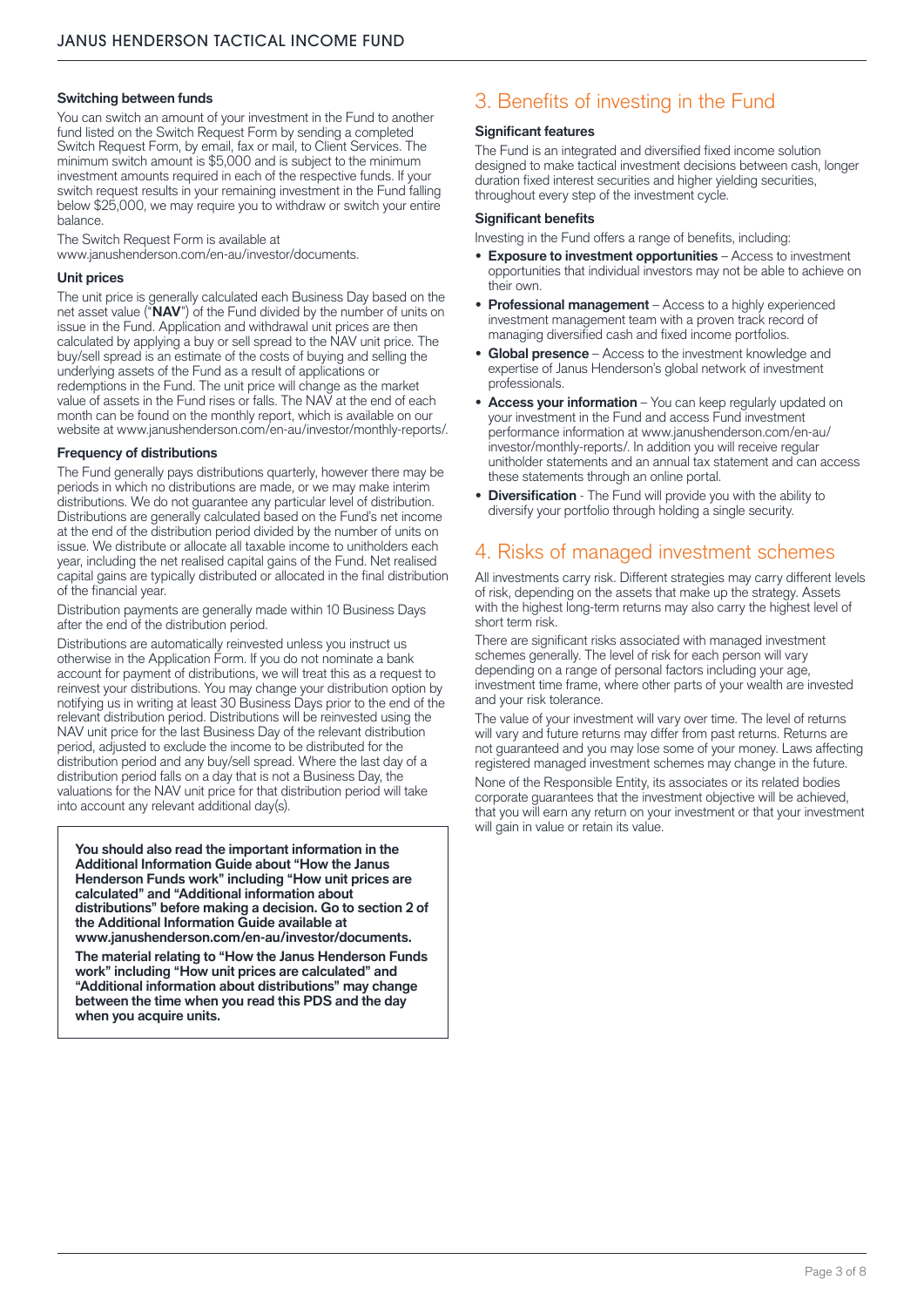### Switching between funds

You can switch an amount of your investment in the Fund to another fund listed on the Switch Request Form by sending a completed Switch Request Form, by email, fax or mail, to Client Services. The minimum switch amount is $5,000 and is subject to the minimum investment amounts required in each of the respective funds. If your switch request results in your remaining investment in the Fund falling below $25,000, we may require you to withdraw or switch your entire balance.

The Switch Request Form is available at www.janushenderson.com/en-au/investor/documents.

### Unit prices

The unit price is generally calculated each Business Day based on the net asset value ("**NAV**") of the Fund divided by the number of units on issue in the Fund. Application and withdrawal unit prices are then calculated by applying a buy or sell spread to the NAV unit price. The buy/sell spread is an estimate of the costs of buying and selling the underlying assets of the Fund as a result of applications or redemptions in the Fund. The unit price will change as the market value of assets in the Fund rises or falls. The NAV at the end of each month can be found on the monthly report, which is available on our website at www.janushenderson.com/en-au/investor/monthly-reports/.

### Frequency of distributions

The Fund generally pays distributions quarterly, however there may be periods in which no distributions are made, or we may make interim distributions. We do not guarantee any particular level of distribution. Distributions are generally calculated based on the Fund's net income at the end of the distribution period divided by the number of units on issue. We distribute or allocate all taxable income to unitholders each year, including the net realised capital gains of the Fund. Net realised capital gains are typically distributed or allocated in the final distribution of the financial year.

Distribution payments are generally made within 10 Business Days after the end of the distribution period.

Distributions are automatically reinvested unless you instruct us otherwise in the Application Form. If you do not nominate a bank account for payment of distributions, we will treat this as a request to reinvest your distributions. You may change your distribution option by notifying us in writing at least 30 Business Days prior to the end of the relevant distribution period. Distributions will be reinvested using the NAV unit price for the last Business Day of the relevant distribution period, adjusted to exclude the income to be distributed for the distribution period and any buy/sell spread. Where the last day of a distribution period falls on a day that is not a Business Day, the valuations for the NAV unit price for that distribution period will take into account any relevant additional day(s).

**You should also read the important information in the Additional Information Guide about "How the Janus Henderson Funds work" including "How unit prices are calculated" and "Additional information about distributions" before making a decision. Go to section 2 of the Additional Information Guide available at www.janushenderson.com/en-au/investor/documents.**

**The material relating to "How the Janus Henderson Funds work" including "How unit prices are calculated" and "Additional information about distributions" may change between the time when you read this PDS and the day when you acquire units.**

## 3. Benefits of investing in the Fund

### Significant features

The Fund is an integrated and diversified fixed income solution designed to make tactical investment decisions between cash, longer duration fixed interest securities and higher yielding securities, throughout every step of the investment cycle.

### Significant benefits

Investing in the Fund offers a range of benefits, including:

- **Exposure to investment opportunities** – Access to investment opportunities that individual investors may not be able to achieve on their own.
- **Professional management** – Access to a highly experienced investment management team with a proven track record of managing diversified cash and fixed income portfolios.
- **Global presence** – Access to the investment knowledge and expertise of Janus Henderson's global network of investment professionals.
- **Access your information** – You can keep regularly updated on your investment in the Fund and access Fund investment performance information at www.janushenderson.com/en-au/investor/monthly-reports/. In addition you will receive regular unitholder statements and an annual tax statement and can access these statements through an online portal.
- **Diversification** - The Fund will provide you with the ability to diversify your portfolio through holding a single security.

## 4. Risks of managed investment schemes

All investments carry risk. Different strategies may carry different levels of risk, depending on the assets that make up the strategy. Assets with the highest long-term returns may also carry the highest level of short term risk.

There are significant risks associated with managed investment schemes generally. The level of risk for each person will vary depending on a range of personal factors including your age, investment time frame, where other parts of your wealth are invested and your risk tolerance.

The value of your investment will vary over time. The level of returns will vary and future returns may differ from past returns. Returns are not guaranteed and you may lose some of your money. Laws affecting registered managed investment schemes may change in the future.

None of the Responsible Entity, its associates or its related bodies corporate guarantees that the investment objective will be achieved, that you will earn any return on your investment or that your investment will gain in value or retain its value.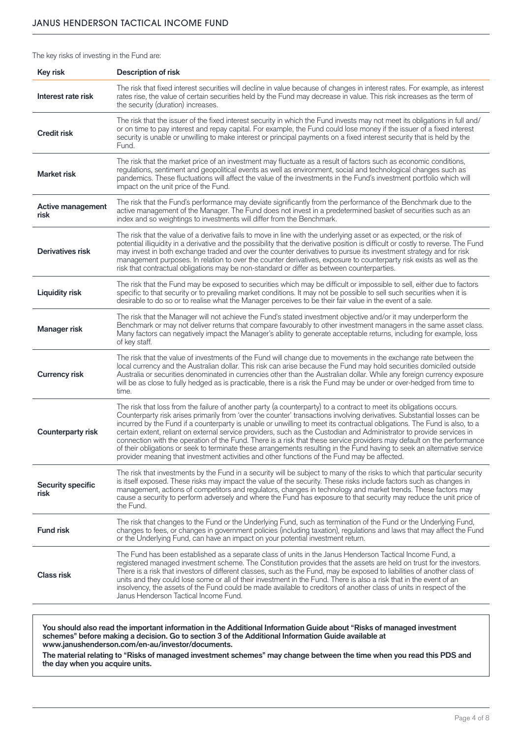The key risks of investing in the Fund are:

| Key risk | Description of risk |
|---|---|
| **Interest rate risk** | The risk that fixed interest securities will decline in value because of changes in interest rates. For example, as interest rates rise, the value of certain securities held by the Fund may decrease in value. This risk increases as the term of the security (duration) increases. |
| **Credit risk** | The risk that the issuer of the fixed interest security in which the Fund invests may not meet its obligations in full and/or on time to pay interest and repay capital. For example, the Fund could lose money if the issuer of a fixed interest security is unable or unwilling to make interest or principal payments on a fixed interest security that is held by the Fund. |
| **Market risk** | The risk that the market price of an investment may fluctuate as a result of factors such as economic conditions, regulations, sentiment and geopolitical events as well as environment, social and technological changes such as pandemics. These fluctuations will affect the value of the investments in the Fund's investment portfolio which will impact on the unit price of the Fund. |
| **Active management risk** | The risk that the Fund's performance may deviate significantly from the performance of the Benchmark due to the active management of the Manager. The Fund does not invest in a predetermined basket of securities such as an index and so weightings to investments will differ from the Benchmark. |
| **Derivatives risk** | The risk that the value of a derivative fails to move in line with the underlying asset or as expected, or the risk of potential illiquidity in a derivative and the possibility that the derivative position is difficult or costly to reverse. The Fund may invest in both exchange traded and over the counter derivatives to pursue its investment strategy and for risk management purposes. In relation to over the counter derivatives, exposure to counterparty risk exists as well as the risk that contractual obligations may be non-standard or differ as between counterparties. |
| **Liquidity risk** | The risk that the Fund may be exposed to securities which may be difficult or impossible to sell, either due to factors specific to that security or to prevailing market conditions. It may not be possible to sell such securities when it is desirable to do so or to realise what the Manager perceives to be their fair value in the event of a sale. |
| **Manager risk** | The risk that the Manager will not achieve the Fund's stated investment objective and/or it may underperform the Benchmark or may not deliver returns that compare favourably to other investment managers in the same asset class. Many factors can negatively impact the Manager's ability to generate acceptable returns, including for example, loss of key staff. |
| **Currency risk** | The risk that the value of investments of the Fund will change due to movements in the exchange rate between the local currency and the Australian dollar. This risk can arise because the Fund may hold securities domiciled outside Australia or securities denominated in currencies other than the Australian dollar. While any foreign currency exposure will be as close to fully hedged as is practicable, there is a risk the Fund may be under or over-hedged from time to time. |
| **Counterparty risk** | The risk that loss from the failure of another party (a counterparty) to a contract to meet its obligations occurs. Counterparty risk arises primarily from 'over the counter' transactions involving derivatives. Substantial losses can be incurred by the Fund if a counterparty is unable or unwilling to meet its contractual obligations. The Fund is also, to a certain extent, reliant on external service providers, such as the Custodian and Administrator to provide services in connection with the operation of the Fund. There is a risk that these service providers may default on the performance of their obligations or seek to terminate these arrangements resulting in the Fund having to seek an alternative service provider meaning that investment activities and other functions of the Fund may be affected. |
| **Security specific risk** | The risk that investments by the Fund in a security will be subject to many of the risks to which that particular security is itself exposed. These risks may impact the value of the security. These risks include factors such as changes in management, actions of competitors and regulators, changes in technology and market trends. These factors may cause a security to perform adversely and where the Fund has exposure to that security may reduce the unit price of the Fund. |
| **Fund risk** | The risk that changes to the Fund or the Underlying Fund, such as termination of the Fund or the Underlying Fund, changes to fees, or changes in government policies (including taxation), regulations and laws that may affect the Fund or the Underlying Fund, can have an impact on your potential investment return. |
| **Class risk** | The Fund has been established as a separate class of units in the Janus Henderson Tactical Income Fund, a registered managed investment scheme. The Constitution provides that the assets are held on trust for the investors. There is a risk that investors of different classes, such as the Fund, may be exposed to liabilities of another class of units and they could lose some or all of their investment in the Fund. There is also a risk that in the event of an insolvency, the assets of the Fund could be made available to creditors of another class of units in respect of the Janus Henderson Tactical Income Fund. |

**You should also read the important information in the Additional Information Guide about "Risks of managed investment schemes" before making a decision. Go to section 3 of the Additional Information Guide available at www.janushenderson.com/en-au/investor/documents.**

**The material relating to "Risks of managed investment schemes" may change between the time when you read this PDS and the day when you acquire units.**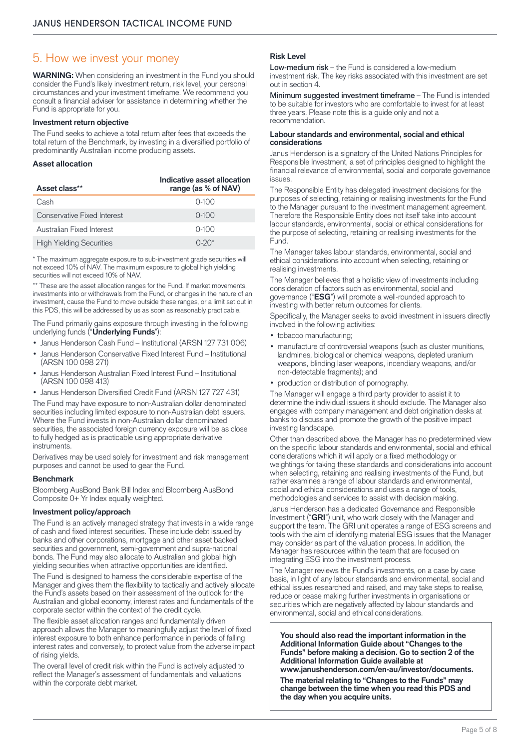## 5. How we invest your money

**WARNING:** When considering an investment in the Fund you should consider the Fund's likely investment return, risk level, your personal circumstances and your investment timeframe. We recommend you consult a financial adviser for assistance in determining whether the Fund is appropriate for you.

### Investment return objective

The Fund seeks to achieve a total return after fees that exceeds the total return of the Benchmark, by investing in a diversified portfolio of predominantly Australian income producing assets.

### Asset allocation

| Asset class** | Indicative asset allocation range (as % of NAV) |
|---|---|
| Cash | 0-100 |
| Conservative Fixed Interest | 0-100 |
| Australian Fixed Interest | 0-100 |
| High Yielding Securities | 0-20* |

* The maximum aggregate exposure to sub-investment grade securities will not exceed 10% of NAV. The maximum exposure to global high yielding securities will not exceed 10% of NAV.

** These are the asset allocation ranges for the Fund. If market movements, investments into or withdrawals from the Fund, or changes in the nature of an investment, cause the Fund to move outside these ranges, or a limit set out in this PDS, this will be addressed by us as soon as reasonably practicable.

The Fund primarily gains exposure through investing in the following underlying funds ("**Underlying Funds**"):

- Janus Henderson Cash Fund – Institutional (ARSN 127 731 006)
- Janus Henderson Conservative Fixed Interest Fund – Institutional (ARSN 100 098 271)
- Janus Henderson Australian Fixed Interest Fund – Institutional (ARSN 100 098 413)
- Janus Henderson Diversified Credit Fund (ARSN 127 727 431)

The Fund may have exposure to non-Australian dollar denominated securities including limited exposure to non-Australian debt issuers. Where the Fund invests in non-Australian dollar denominated securities, the associated foreign currency exposure will be as close to fully hedged as is practicable using appropriate derivative instruments.

Derivatives may be used solely for investment and risk management purposes and cannot be used to gear the Fund.

### Benchmark

Bloomberg AusBond Bank Bill Index and Bloomberg AusBond Composite 0+ Yr Index equally weighted.

### Investment policy/approach

The Fund is an actively managed strategy that invests in a wide range of cash and fixed interest securities. These include debt issued by banks and other corporations, mortgage and other asset backed securities and government, semi-government and supra-national bonds. The Fund may also allocate to Australian and global high yielding securities when attractive opportunities are identified.

The Fund is designed to harness the considerable expertise of the Manager and gives them the flexibility to tactically and actively allocate the Fund's assets based on their assessment of the outlook for the Australian and global economy, interest rates and fundamentals of the corporate sector within the context of the credit cycle.

The flexible asset allocation ranges and fundamentally driven approach allows the Manager to meaningfully adjust the level of fixed interest exposure to both enhance performance in periods of falling interest rates and conversely, to protect value from the adverse impact of rising yields.

The overall level of credit risk within the Fund is actively adjusted to reflect the Manager's assessment of fundamentals and valuations within the corporate debt market.

### Risk Level

**Low-medium risk** – the Fund is considered a low-medium investment risk. The key risks associated with this investment are set out in section 4.

**Minimum suggested investment timeframe** – The Fund is intended to be suitable for investors who are comfortable to invest for at least three years. Please note this is a guide only and not a recommendation.

### Labour standards and environmental, social and ethical considerations

Janus Henderson is a signatory of the United Nations Principles for Responsible Investment, a set of principles designed to highlight the financial relevance of environmental, social and corporate governance issues.

The Responsible Entity has delegated investment decisions for the purposes of selecting, retaining or realising investments for the Fund to the Manager pursuant to the investment management agreement. Therefore the Responsible Entity does not itself take into account labour standards, environmental, social or ethical considerations for the purpose of selecting, retaining or realising investments for the Fund.

The Manager takes labour standards, environmental, social and ethical considerations into account when selecting, retaining or realising investments.

The Manager believes that a holistic view of investments including consideration of factors such as environmental, social and governance ("**ESG**") will promote a well-rounded approach to investing with better return outcomes for clients.

Specifically, the Manager seeks to avoid investment in issuers directly involved in the following activities:

- tobacco manufacturing;
- manufacture of controversial weapons (such as cluster munitions, landmines, biological or chemical weapons, depleted uranium weapons, blinding laser weapons, incendiary weapons, and/or non-detectable fragments); and
- production or distribution of pornography.

The Manager will engage a third party provider to assist it to determine the individual issuers it should exclude. The Manager also engages with company management and debt origination desks at banks to discuss and promote the growth of the positive impact investing landscape.

Other than described above, the Manager has no predetermined view on the specific labour standards and environmental, social and ethical considerations which it will apply or a fixed methodology or weightings for taking these standards and considerations into account when selecting, retaining and realising investments of the Fund, but rather examines a range of labour standards and environmental, social and ethical considerations and uses a range of tools, methodologies and services to assist with decision making.

Janus Henderson has a dedicated Governance and Responsible Investment ("**GRI**") unit, who work closely with the Manager and support the team. The GRI unit operates a range of ESG screens and tools with the aim of identifying material ESG issues that the Manager may consider as part of the valuation process. In addition, the Manager has resources within the team that are focused on integrating ESG into the investment process.

The Manager reviews the Fund's investments, on a case by case basis, in light of any labour standards and environmental, social and ethical issues researched and raised, and may take steps to realise, reduce or cease making further investments in organisations or securities which are negatively affected by labour standards and environmental, social and ethical considerations.

**You should also read the important information in the Additional Information Guide about "Changes to the Funds" before making a decision. Go to section 2 of the Additional Information Guide available at www.janushenderson.com/en-au/investor/documents.**

**The material relating to "Changes to the Funds" may change between the time when you read this PDS and the day when you acquire units.**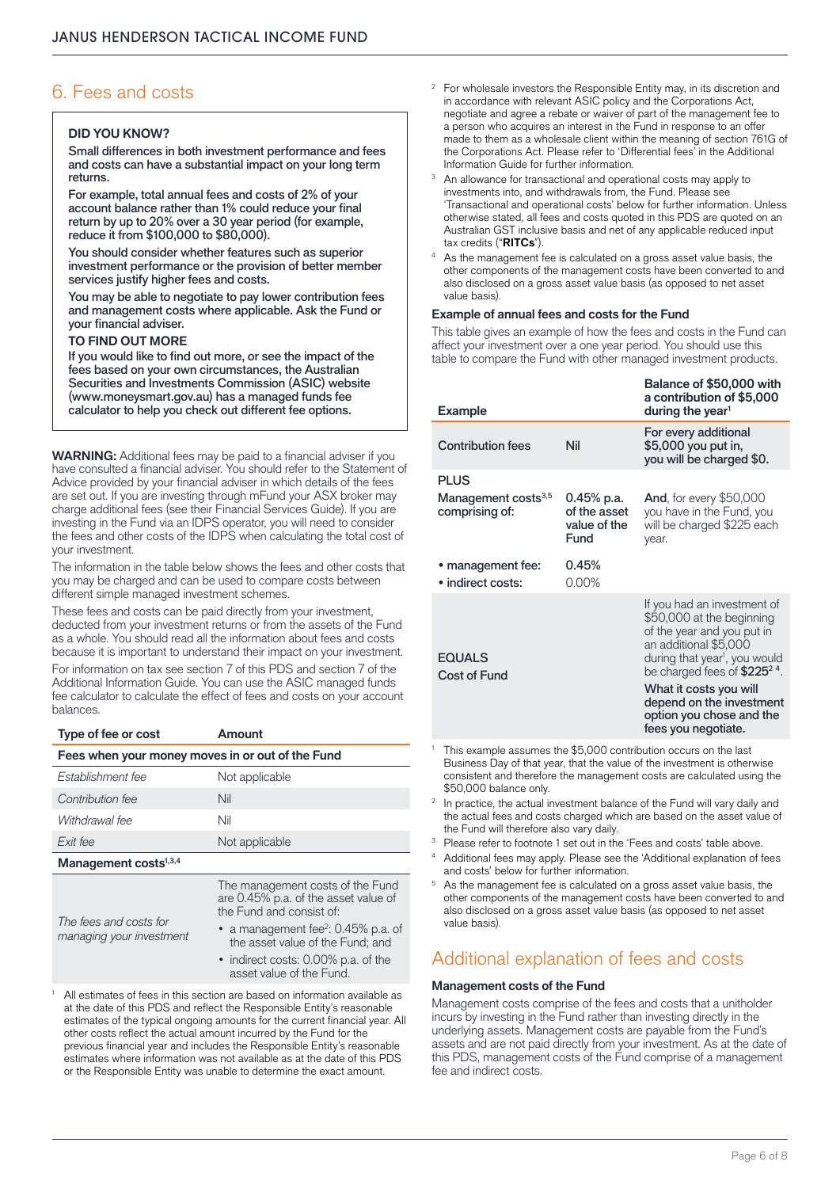## 6. Fees and costs

**DID YOU KNOW?**

**Small differences in both investment performance and fees and costs can have a substantial impact on your long term returns.**

**For example, total annual fees and costs of 2% of your account balance rather than 1% could reduce your final return by up to 20% over a 30 year period (for example, reduce it from $100,000 to $80,000).**

**You should consider whether features such as superior investment performance or the provision of better member services justify higher fees and costs.**

**You may be able to negotiate to pay lower contribution fees and management costs where applicable. Ask the Fund or your financial adviser.**

**TO FIND OUT MORE**

**If you would like to find out more, or see the impact of the fees based on your own circumstances, the Australian Securities and Investments Commission (ASIC) website (www.moneysmart.gov.au) has a managed funds fee calculator to help you check out different fee options.**

**WARNING:** Additional fees may be paid to a financial adviser if you have consulted a financial adviser. You should refer to the Statement of Advice provided by your financial adviser in which details of the fees are set out. If you are investing through mFund your ASX broker may charge additional fees (see their Financial Services Guide). If you are investing in the Fund via an IDPS operator, you will need to consider the fees and other costs of the IDPS when calculating the total cost of your investment.

The information in the table below shows the fees and other costs that you may be charged and can be used to compare costs between different simple managed investment schemes.

These fees and costs can be paid directly from your investment, deducted from your investment returns or from the assets of the Fund as a whole. You should read all the information about fees and costs because it is important to understand their impact on your investment.

For information on tax see section 7 of this PDS and section 7 of the Additional Information Guide. You can use the ASIC managed funds fee calculator to calculate the effect of fees and costs on your account balances.

| Type of fee or cost | Amount |
|---|---|
| **Fees when your money moves in or out of the Fund** | |
| *Establishment fee* | Not applicable |
| *Contribution fee* | Nil |
| *Withdrawal fee* | Nil |
| *Exit fee* | Not applicable |
| **Management costs[1,3,4]** | |
| *The fees and costs for managing your investment* | The management costs of the Fund are 0.45% p.a. of the asset value of the Fund and consist of: • a management fee[2]: 0.45% p.a. of the asset value of the Fund; and • indirect costs: 0.00% p.a. of the asset value of the Fund. |

1 All estimates of fees in this section are based on information available as at the date of this PDS and reflect the Responsible Entity's reasonable estimates of the typical ongoing amounts for the current financial year. All other costs reflect the actual amount incurred by the Fund for the previous financial year and includes the Responsible Entity's reasonable estimates where information was not available as at the date of this PDS or the Responsible Entity was unable to determine the exact amount.

2 For wholesale investors the Responsible Entity may, in its discretion and in accordance with relevant ASIC policy and the Corporations Act, negotiate and agree a rebate or waiver of part of the management fee to a person who acquires an interest in the Fund in response to an offer made to them as a wholesale client within the meaning of section 761G of the Corporations Act. Please refer to 'Differential fees' in the Additional Information Guide for further information.

3 An allowance for transactional and operational costs may apply to investments into, and withdrawals from, the Fund. Please see 'Transactional and operational costs' below for further information. Unless otherwise stated, all fees and costs quoted in this PDS are quoted on an Australian GST inclusive basis and net of any applicable reduced input tax credits ("**RITCs**").

4 As the management fee is calculated on a gross asset value basis, the other components of the management costs have been converted to and also disclosed on a gross asset value basis (as opposed to net asset value basis).

### Example of annual fees and costs for the Fund

This table gives an example of how the fees and costs in the Fund can affect your investment over a one year period. You should use this table to compare the Fund with other managed investment products.

| Example | | Balance of $50,000 with a contribution of $5,000 during the year[1] |
|---|---|---|
| Contribution fees | Nil | For every additional $5,000 you put in, you will be charged $0. |
| **PLUS** Management costs[3,5] comprising of: | 0.45% p.a. of the asset value of the Fund | **And**, for every $50,000 you have in the Fund, you will be charged $225 each year. |
| • management fee: | 0.45% | |
| • indirect costs: | 0.00% | |
| **EQUALS** Cost of Fund | | If you had an investment of $50,000 at the beginning of the year and you put in an additional $5,000 during that year[1], you would be charged fees of **$225**[2 4]. **What it costs you will depend on the investment option you chose and the fees you negotiate.** |

1 This example assumes the $5,000 contribution occurs on the last Business Day of that year, that the value of the investment is otherwise consistent and therefore the management costs are calculated using the $50,000 balance only.

2 In practice, the actual investment balance of the Fund will vary daily and the actual fees and costs charged which are based on the asset value of the Fund will therefore also vary daily.

3 Please refer to footnote 1 set out in the 'Fees and costs' table above.

4 Additional fees may apply. Please see the 'Additional explanation of fees and costs' below for further information.

5 As the management fee is calculated on a gross asset value basis, the other components of the management costs have been converted to and also disclosed on a gross asset value basis (as opposed to net asset value basis).

## Additional explanation of fees and costs

### Management costs of the Fund

Management costs comprise of the fees and costs that a unitholder incurs by investing in the Fund rather than investing directly in the underlying assets. Management costs are payable from the Fund's assets and are not paid directly from your investment. As at the date of this PDS, management costs of the Fund comprise of a management fee and indirect costs.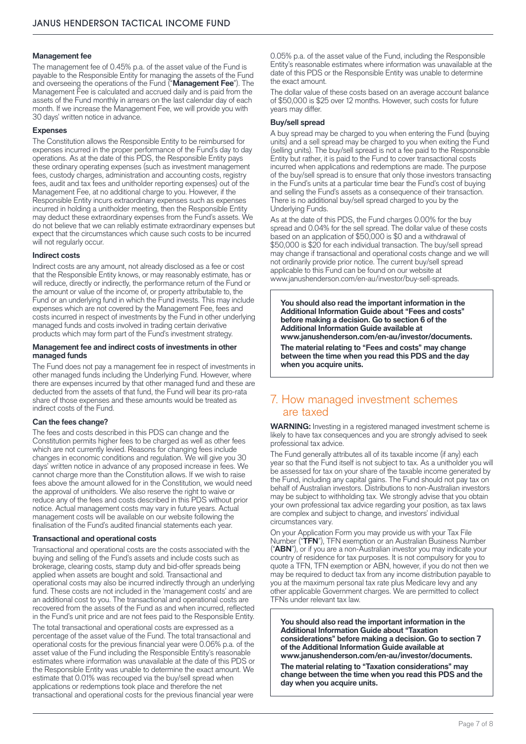### Management fee

The management fee of 0.45% p.a. of the asset value of the Fund is payable to the Responsible Entity for managing the assets of the Fund and overseeing the operations of the Fund ("**Management Fee**"). The Management Fee is calculated and accrued daily and is paid from the assets of the Fund monthly in arrears on the last calendar day of each month. If we increase the Management Fee, we will provide you with 30 days' written notice in advance.

### Expenses

The Constitution allows the Responsible Entity to be reimbursed for expenses incurred in the proper performance of the Fund's day to day operations. As at the date of this PDS, the Responsible Entity pays these ordinary operating expenses (such as investment management fees, custody charges, administration and accounting costs, registry fees, audit and tax fees and unitholder reporting expenses) out of the Management Fee, at no additional charge to you. However, if the Responsible Entity incurs extraordinary expenses such as expenses incurred in holding a unitholder meeting, then the Responsible Entity may deduct these extraordinary expenses from the Fund's assets. We do not believe that we can reliably estimate extraordinary expenses but expect that the circumstances which cause such costs to be incurred will not regularly occur.

### Indirect costs

Indirect costs are any amount, not already disclosed as a fee or cost that the Responsible Entity knows, or may reasonably estimate, has or will reduce, directly or indirectly, the performance return of the Fund or the amount or value of the income of, or property attributable to, the Fund or an underlying fund in which the Fund invests. This may include expenses which are not covered by the Management Fee, fees and costs incurred in respect of investments by the Fund in other underlying managed funds and costs involved in trading certain derivative products which may form part of the Fund's investment strategy.

### Management fee and indirect costs of investments in other managed funds

The Fund does not pay a management fee in respect of investments in other managed funds including the Underlying Fund. However, where there are expenses incurred by that other managed fund and these are deducted from the assets of that fund, the Fund will bear its pro-rata share of those expenses and these amounts would be treated as indirect costs of the Fund.

### Can the fees change?

The fees and costs described in this PDS can change and the Constitution permits higher fees to be charged as well as other fees which are not currently levied. Reasons for changing fees include changes in economic conditions and regulation. We will give you 30 days' written notice in advance of any proposed increase in fees. We cannot charge more than the Constitution allows. If we wish to raise fees above the amount allowed for in the Constitution, we would need the approval of unitholders. We also reserve the right to waive or reduce any of the fees and costs described in this PDS without prior notice. Actual management costs may vary in future years. Actual management costs will be available on our website following the finalisation of the Fund's audited financial statements each year.

### Transactional and operational costs

Transactional and operational costs are the costs associated with the buying and selling of the Fund's assets and include costs such as brokerage, clearing costs, stamp duty and bid-offer spreads being applied when assets are bought and sold. Transactional and operational costs may also be incurred indirectly through an underlying fund. These costs are not included in the 'management costs' and are an additional cost to you. The transactional and operational costs are recovered from the assets of the Fund as and when incurred, reflected in the Fund's unit price and are not fees paid to the Responsible Entity.

The total transactional and operational costs are expressed as a percentage of the asset value of the Fund. The total transactional and operational costs for the previous financial year were 0.06% p.a. of the asset value of the Fund including the Responsible Entity's reasonable estimates where information was unavailable at the date of this PDS or the Responsible Entity was unable to determine the exact amount. We estimate that 0.01% was recouped via the buy/sell spread when applications or redemptions took place and therefore the net transactional and operational costs for the previous financial year were 0.05% p.a. of the asset value of the Fund, including the Responsible Entity's reasonable estimates where information was unavailable at the date of this PDS or the Responsible Entity was unable to determine the exact amount.

The dollar value of these costs based on an average account balance of $50,000 is $25 over 12 months. However, such costs for future years may differ.

### Buy/sell spread

A buy spread may be charged to you when entering the Fund (buying units) and a sell spread may be charged to you when exiting the Fund (selling units). The buy/sell spread is not a fee paid to the Responsible Entity but rather, it is paid to the Fund to cover transactional costs incurred when applications and redemptions are made. The purpose of the buy/sell spread is to ensure that only those investors transacting in the Fund's units at a particular time bear the Fund's cost of buying and selling the Fund's assets as a consequence of their transaction. There is no additional buy/sell spread charged to you by the Underlying Funds.

As at the date of this PDS, the Fund charges 0.00% for the buy spread and 0.04% for the sell spread. The dollar value of these costs based on an application of $50,000 is $0 and a withdrawal of $50,000 is $20 for each individual transaction. The buy/sell spread may change if transactional and operational costs change and we will not ordinarily provide prior notice. The current buy/sell spread applicable to this Fund can be found on our website at www.janushenderson.com/en-au/investor/buy-sell-spreads.

**You should also read the important information in the Additional Information Guide about "Fees and costs" before making a decision. Go to section 6 of the Additional Information Guide available at www.janushenderson.com/en-au/investor/documents.**

**The material relating to "Fees and costs" may change between the time when you read this PDS and the day when you acquire units.**

## 7. How managed investment schemes are taxed

**WARNING:** Investing in a registered managed investment scheme is likely to have tax consequences and you are strongly advised to seek professional tax advice.

The Fund generally attributes all of its taxable income (if any) each year so that the Fund itself is not subject to tax. As a unitholder you will be assessed for tax on your share of the taxable income generated by the Fund, including any capital gains. The Fund should not pay tax on behalf of Australian investors. Distributions to non-Australian investors may be subject to withholding tax. We strongly advise that you obtain your own professional tax advice regarding your position, as tax laws are complex and subject to change, and investors' individual circumstances vary.

On your Application Form you may provide us with your Tax File Number ("**TFN**"), TFN exemption or an Australian Business Number ("**ABN**"), or if you are a non-Australian investor you may indicate your country of residence for tax purposes. It is not compulsory for you to quote a TFN, TFN exemption or ABN, however, if you do not then we may be required to deduct tax from any income distribution payable to you at the maximum personal tax rate plus Medicare levy and any other applicable Government charges. We are permitted to collect TFNs under relevant tax law.

**You should also read the important information in the Additional Information Guide about "Taxation considerations" before making a decision. Go to section 7 of the Additional Information Guide available at www.janushenderson.com/en-au/investor/documents.**

**The material relating to "Taxation considerations" may change between the time when you read this PDS and the day when you acquire units.**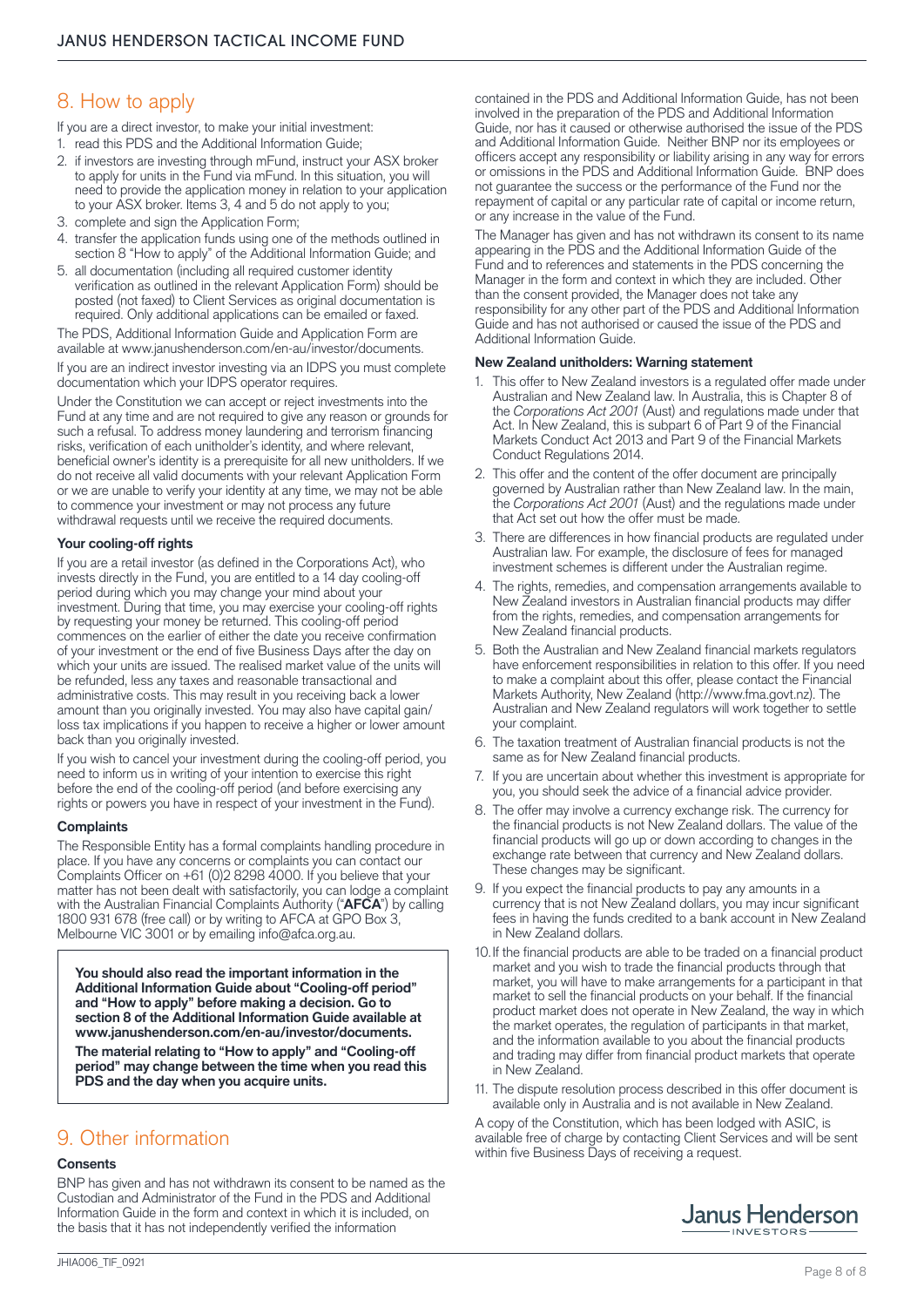## 8. How to apply

If you are a direct investor, to make your initial investment:

1. read this PDS and the Additional Information Guide;
2. if investors are investing through mFund, instruct your ASX broker to apply for units in the Fund via mFund. In this situation, you will need to provide the application money in relation to your application to your ASX broker. Items 3, 4 and 5 do not apply to you;
3. complete and sign the Application Form;
4. transfer the application funds using one of the methods outlined in section 8 "How to apply" of the Additional Information Guide; and
5. all documentation (including all required customer identity verification as outlined in the relevant Application Form) should be posted (not faxed) to Client Services as original documentation is required. Only additional applications can be emailed or faxed.

The PDS, Additional Information Guide and Application Form are available at www.janushenderson.com/en-au/investor/documents.

If you are an indirect investor investing via an IDPS you must complete documentation which your IDPS operator requires.

Under the Constitution we can accept or reject investments into the Fund at any time and are not required to give any reason or grounds for such a refusal. To address money laundering and terrorism financing risks, verification of each unitholder's identity, and where relevant, beneficial owner's identity is a prerequisite for all new unitholders. If we do not receive all valid documents with your relevant Application Form or we are unable to verify your identity at any time, we may not be able to commence your investment or may not process any future withdrawal requests until we receive the required documents.

### Your cooling-off rights

If you are a retail investor (as defined in the Corporations Act), who invests directly in the Fund, you are entitled to a 14 day cooling-off period during which you may change your mind about your investment. During that time, you may exercise your cooling-off rights by requesting your money be returned. This cooling-off period commences on the earlier of either the date you receive confirmation of your investment or the end of five Business Days after the day on which your units are issued. The realised market value of the units will be refunded, less any taxes and reasonable transactional and administrative costs. This may result in you receiving back a lower amount than you originally invested. You may also have capital gain/loss tax implications if you happen to receive a higher or lower amount back than you originally invested.

If you wish to cancel your investment during the cooling-off period, you need to inform us in writing of your intention to exercise this right before the end of the cooling-off period (and before exercising any rights or powers you have in respect of your investment in the Fund).

### Complaints

The Responsible Entity has a formal complaints handling procedure in place. If you have any concerns or complaints you can contact our Complaints Officer on +61 (0)2 8298 4000. If you believe that your matter has not been dealt with satisfactorily, you can lodge a complaint with the Australian Financial Complaints Authority ("**AFCA**") by calling 1800 931 678 (free call) or by writing to AFCA at GPO Box 3, Melbourne VIC 3001 or by emailing info@afca.org.au.

**You should also read the important information in the Additional Information Guide about "Cooling-off period" and "How to apply" before making a decision. Go to section 8 of the Additional Information Guide available at www.janushenderson.com/en-au/investor/documents.**

**The material relating to "How to apply" and "Cooling-off period" may change between the time when you read this PDS and the day when you acquire units.**

## 9. Other information

### Consents

BNP has given and has not withdrawn its consent to be named as the Custodian and Administrator of the Fund in the PDS and Additional Information Guide in the form and context in which it is included, on the basis that it has not independently verified the information contained in the PDS and Additional Information Guide, has not been involved in the preparation of the PDS and Additional Information Guide, nor has it caused or otherwise authorised the issue of the PDS and Additional Information Guide. Neither BNP nor its employees or officers accept any responsibility or liability arising in any way for errors or omissions in the PDS and Additional Information Guide. BNP does not guarantee the success or the performance of the Fund nor the repayment of capital or any particular rate of capital or income return, or any increase in the value of the Fund.

The Manager has given and has not withdrawn its consent to its name appearing in the PDS and the Additional Information Guide of the Fund and to references and statements in the PDS concerning the Manager in the form and context in which they are included. Other than the consent provided, the Manager does not take any responsibility for any other part of the PDS and Additional Information Guide and has not authorised or caused the issue of the PDS and Additional Information Guide.

### New Zealand unitholders: Warning statement

1. This offer to New Zealand investors is a regulated offer made under Australian and New Zealand law. In Australia, this is Chapter 8 of the *Corporations Act 2001* (Aust) and regulations made under that Act. In New Zealand, this is subpart 6 of Part 9 of the Financial Markets Conduct Act 2013 and Part 9 of the Financial Markets Conduct Regulations 2014.
2. This offer and the content of the offer document are principally governed by Australian rather than New Zealand law. In the main, the *Corporations Act 2001* (Aust) and the regulations made under that Act set out how the offer must be made.
3. There are differences in how financial products are regulated under Australian law. For example, the disclosure of fees for managed investment schemes is different under the Australian regime.
4. The rights, remedies, and compensation arrangements available to New Zealand investors in Australian financial products may differ from the rights, remedies, and compensation arrangements for New Zealand financial products.
5. Both the Australian and New Zealand financial markets regulators have enforcement responsibilities in relation to this offer. If you need to make a complaint about this offer, please contact the Financial Markets Authority, New Zealand (http://www.fma.govt.nz). The Australian and New Zealand regulators will work together to settle your complaint.
6. The taxation treatment of Australian financial products is not the same as for New Zealand financial products.
7. If you are uncertain about whether this investment is appropriate for you, you should seek the advice of a financial advice provider.
8. The offer may involve a currency exchange risk. The currency for the financial products is not New Zealand dollars. The value of the financial products will go up or down according to changes in the exchange rate between that currency and New Zealand dollars. These changes may be significant.
9. If you expect the financial products to pay any amounts in a currency that is not New Zealand dollars, you may incur significant fees in having the funds credited to a bank account in New Zealand in New Zealand dollars.
10. If the financial products are able to be traded on a financial product market and you wish to trade the financial products through that market, you will have to make arrangements for a participant in that market to sell the financial products on your behalf. If the financial product market does not operate in New Zealand, the way in which the market operates, the regulation of participants in that market, and the information available to you about the financial products and trading may differ from financial product markets that operate in New Zealand.
11. The dispute resolution process described in this offer document is available only in Australia and is not available in New Zealand.

A copy of the Constitution, which has been lodged with ASIC, is available free of charge by contacting Client Services and will be sent within five Business Days of receiving a request.